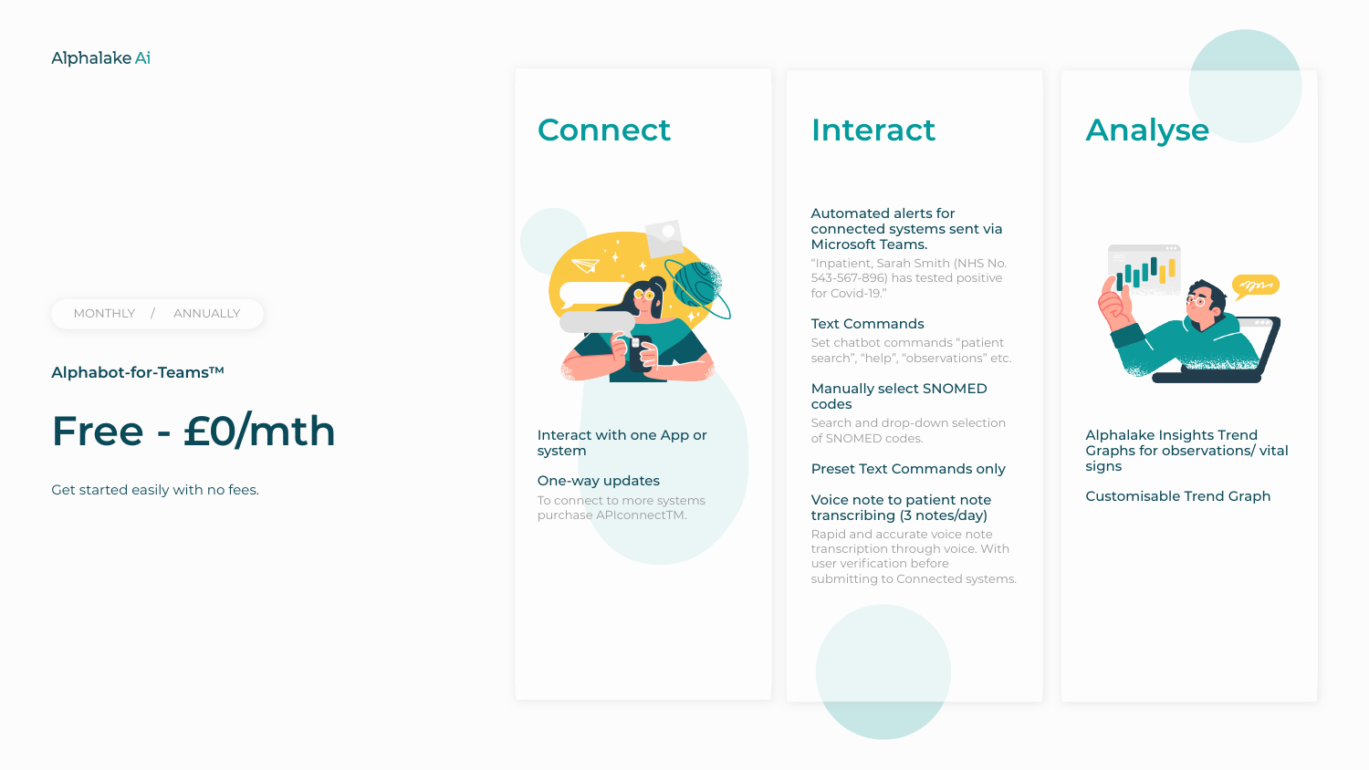Alphalake Ai

MONTHLY / ANNUALLY

### Alphabot-for-Teams™

# Free - £0/mth

Get started easily with no fees.

## Connect

**Interact with one App or system**

**One-way updates**

To connect to more systems purchase APIconnectTM.

## Interact

**Automated alerts for connected systems sent via Microsoft Teams.**

"Inpatient, Sarah Smith (NHS No. 543-567-896) has tested positive for Covid-19."

**Text Commands**

Set chatbot commands "patient search", "help", "observations" etc.

**Manually select SNOMED codes**

Search and drop-down selection of SNOMED codes.

**Preset Text Commands only**

**Voice note to patient note transcribing (3 notes/day)**

Rapid and accurate voice note transcription through voice. With user verification before submitting to Connected systems.

## Analyse

**Alphalake Insights Trend Graphs for observations/ vital signs**

**Customisable Trend Graph**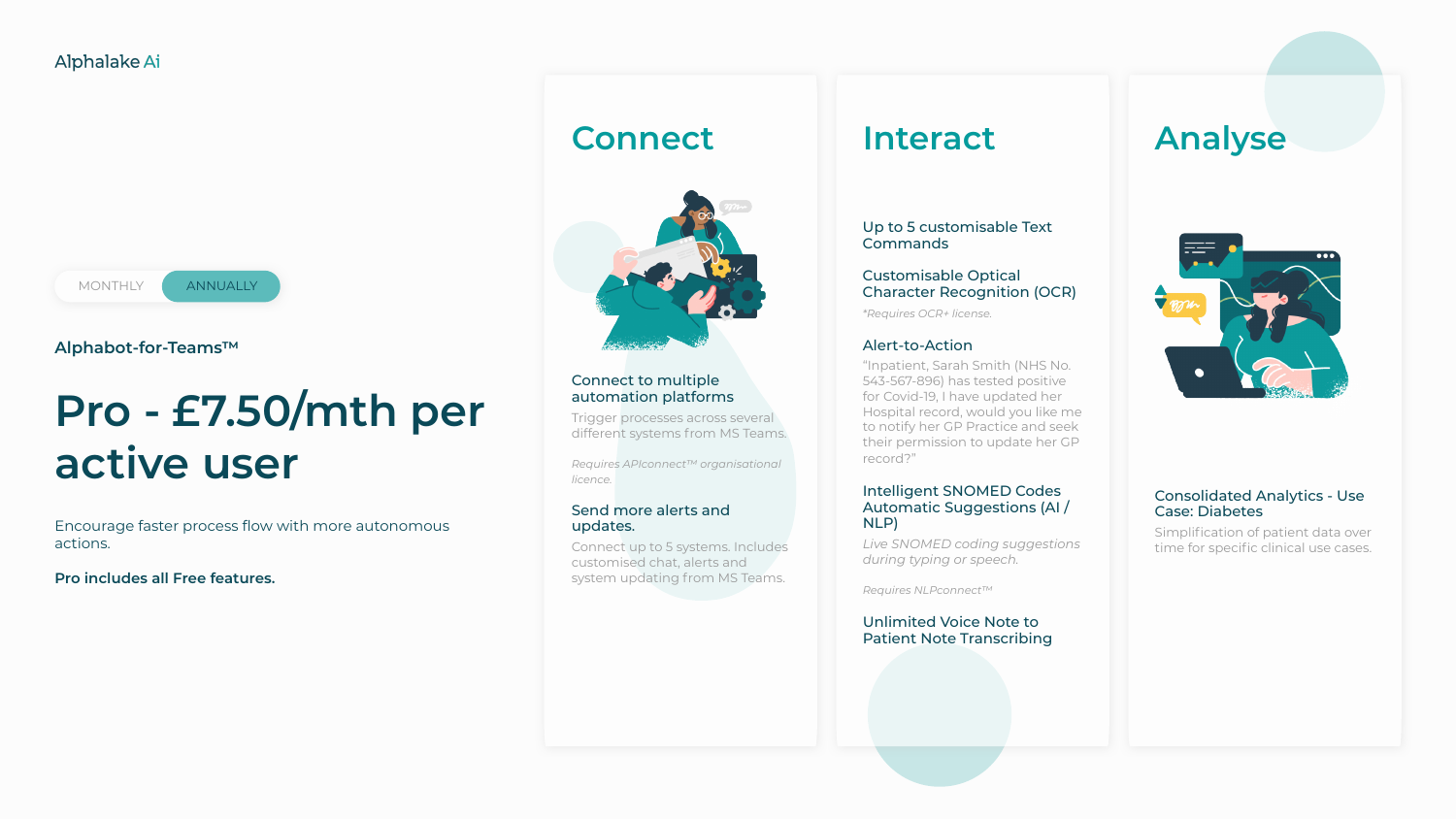Alphalake Ai

MONTHLY | ANNUALLY

**Alphabot-for-Teams™**

# Pro - £7.50/mth per active user

Encourage faster process flow with more autonomous actions.

**Pro includes all Free features.**

## Connect

### Connect to multiple automation platforms

Trigger processes across several different systems from MS Teams.

*Requires APIconnect™ organisational licence.*

### Send more alerts and updates.

Connect up to 5 systems. Includes customised chat, alerts and system updating from MS Teams.

## Interact

### Up to 5 customisable Text Commands

### Customisable Optical Character Recognition (OCR)

*\*Requires OCR+ license.*

### Alert-to-Action

"Inpatient, Sarah Smith (NHS No. 543-567-896) has tested positive for Covid-19, I have updated her Hospital record, would you like me to notify her GP Practice and seek their permission to update her GP record?"

### Intelligent SNOMED Codes Automatic Suggestions (AI / NLP)

*Live SNOMED coding suggestions during typing or speech.*

*Requires NLPconnect™*

### Unlimited Voice Note to Patient Note Transcribing

## Analyse

### Consolidated Analytics - Use Case: Diabetes

Simplification of patient data over time for specific clinical use cases.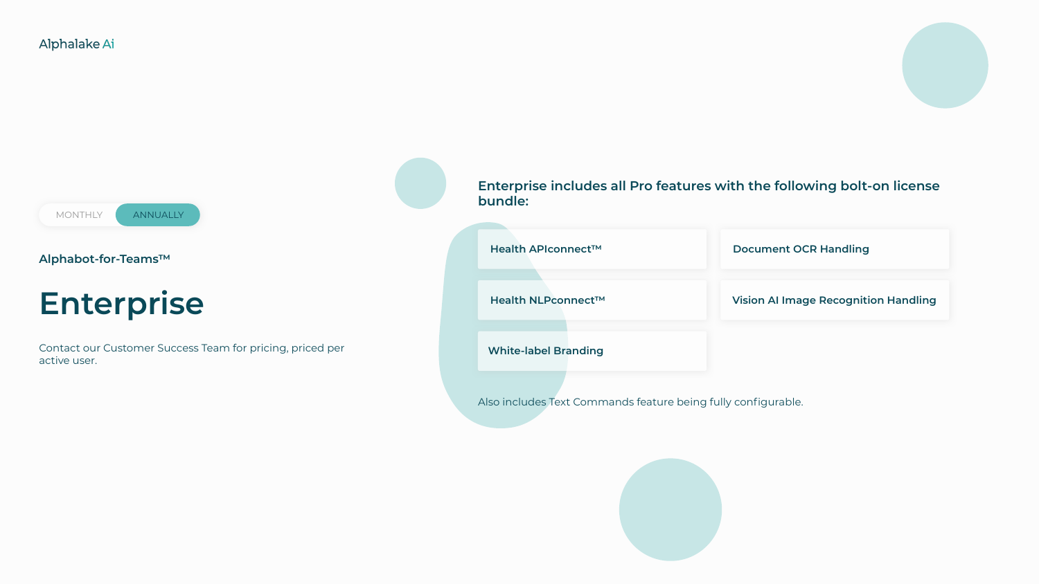Alphalake Ai

MONTHLY | ANNUALLY

Alphabot-for-Teams™

# Enterprise

Contact our Customer Success Team for pricing, priced per active user.

**Enterprise includes all Pro features with the following bolt-on license bundle:**

- **Health APIconnect™**
- **Document OCR Handling**
- **Health NLPconnect™**
- **Vision AI Image Recognition Handling**
- **White-label Branding**

Also includes Text Commands feature being fully configurable.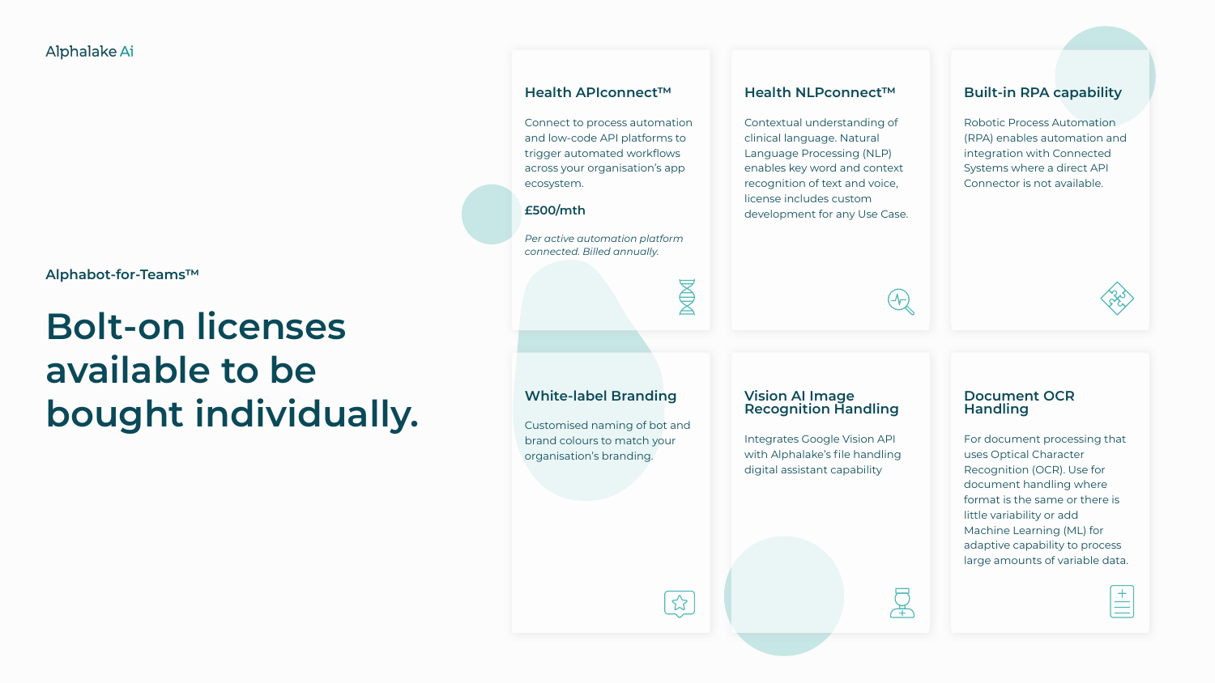Alphalake Ai

Alphabot-for-Teams™

# Bolt-on licenses available to be bought individually.

### Health APIconnect™

Connect to process automation and low-code API platforms to trigger automated workflows across your organisation's app ecosystem.

**£500/mth**

*Per active automation platform connected. Billed annually.*

### Health NLPconnect™

Contextual understanding of clinical language. Natural Language Processing (NLP) enables key word and context recognition of text and voice, license includes custom development for any Use Case.

### Built-in RPA capability

Robotic Process Automation (RPA) enables automation and integration with Connected Systems where a direct API Connector is not available.

### White-label Branding

Customised naming of bot and brand colours to match your organisation's branding.

### Vision AI Image Recognition Handling

Integrates Google Vision API with Alphalake's file handling digital assistant capability

### Document OCR Handling

For document processing that uses Optical Character Recognition (OCR). Use for document handling where format is the same or there is little variability or add Machine Learning (ML) for adaptive capability to process large amounts of variable data.